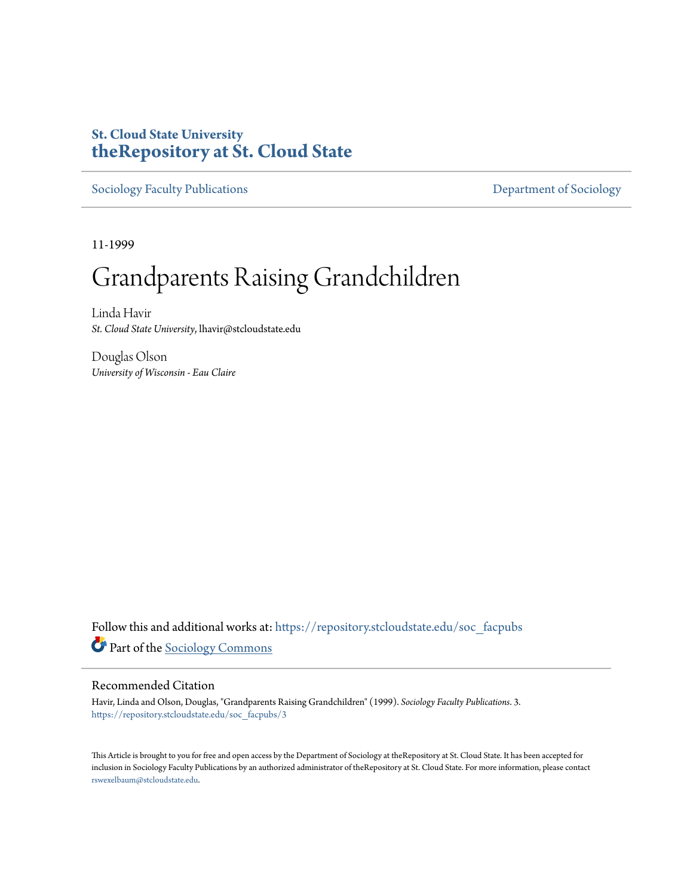St. Cloud State University
**theRepository at St. Cloud State**

Sociology Faculty Publications | Department of Sociology

11-1999

# Grandparents Raising Grandchildren

Linda Havir
*St. Cloud State University*, lhavir@stcloudstate.edu

Douglas Olson
*University of Wisconsin - Eau Claire*

Follow this and additional works at: https://repository.stcloudstate.edu/soc_facpubs

Part of the Sociology Commons

## Recommended Citation

Havir, Linda and Olson, Douglas, "Grandparents Raising Grandchildren" (1999). *Sociology Faculty Publications*. 3.
https://repository.stcloudstate.edu/soc_facpubs/3

This Article is brought to you for free and open access by the Department of Sociology at theRepository at St. Cloud State. It has been accepted for inclusion in Sociology Faculty Publications by an authorized administrator of theRepository at St. Cloud State. For more information, please contact rswexelbaum@stcloudstate.edu.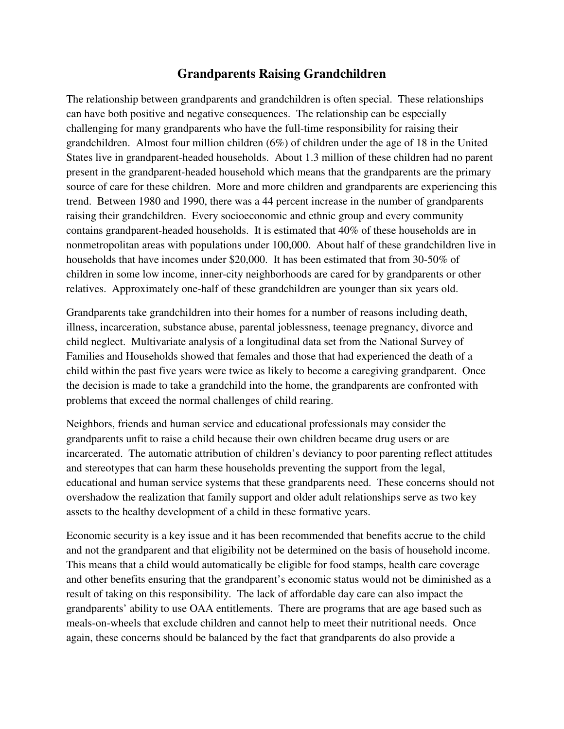# Grandparents Raising Grandchildren

The relationship between grandparents and grandchildren is often special. These relationships can have both positive and negative consequences. The relationship can be especially challenging for many grandparents who have the full-time responsibility for raising their grandchildren. Almost four million children (6%) of children under the age of 18 in the United States live in grandparent-headed households. About 1.3 million of these children had no parent present in the grandparent-headed household which means that the grandparents are the primary source of care for these children. More and more children and grandparents are experiencing this trend. Between 1980 and 1990, there was a 44 percent increase in the number of grandparents raising their grandchildren. Every socioeconomic and ethnic group and every community contains grandparent-headed households. It is estimated that 40% of these households are in nonmetropolitan areas with populations under 100,000. About half of these grandchildren live in households that have incomes under $20,000. It has been estimated that from 30-50% of children in some low income, inner-city neighborhoods are cared for by grandparents or other relatives. Approximately one-half of these grandchildren are younger than six years old.

Grandparents take grandchildren into their homes for a number of reasons including death, illness, incarceration, substance abuse, parental joblessness, teenage pregnancy, divorce and child neglect. Multivariate analysis of a longitudinal data set from the National Survey of Families and Households showed that females and those that had experienced the death of a child within the past five years were twice as likely to become a caregiving grandparent. Once the decision is made to take a grandchild into the home, the grandparents are confronted with problems that exceed the normal challenges of child rearing.

Neighbors, friends and human service and educational professionals may consider the grandparents unfit to raise a child because their own children became drug users or are incarcerated. The automatic attribution of children's deviancy to poor parenting reflect attitudes and stereotypes that can harm these households preventing the support from the legal, educational and human service systems that these grandparents need. These concerns should not overshadow the realization that family support and older adult relationships serve as two key assets to the healthy development of a child in these formative years.

Economic security is a key issue and it has been recommended that benefits accrue to the child and not the grandparent and that eligibility not be determined on the basis of household income. This means that a child would automatically be eligible for food stamps, health care coverage and other benefits ensuring that the grandparent's economic status would not be diminished as a result of taking on this responsibility. The lack of affordable day care can also impact the grandparents' ability to use OAA entitlements. There are programs that are age based such as meals-on-wheels that exclude children and cannot help to meet their nutritional needs. Once again, these concerns should be balanced by the fact that grandparents do also provide a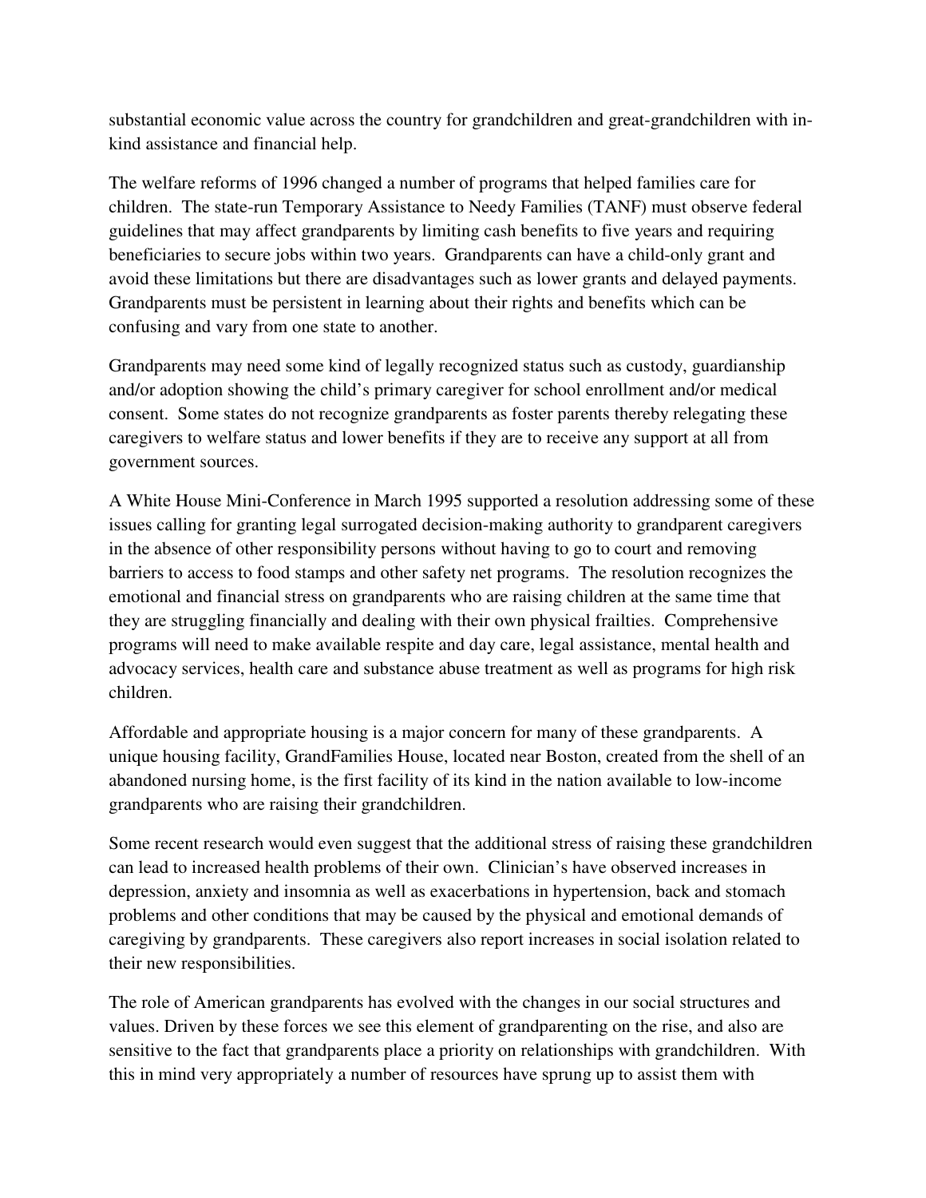substantial economic value across the country for grandchildren and great-grandchildren with in-kind assistance and financial help.

The welfare reforms of 1996 changed a number of programs that helped families care for children. The state-run Temporary Assistance to Needy Families (TANF) must observe federal guidelines that may affect grandparents by limiting cash benefits to five years and requiring beneficiaries to secure jobs within two years. Grandparents can have a child-only grant and avoid these limitations but there are disadvantages such as lower grants and delayed payments. Grandparents must be persistent in learning about their rights and benefits which can be confusing and vary from one state to another.

Grandparents may need some kind of legally recognized status such as custody, guardianship and/or adoption showing the child's primary caregiver for school enrollment and/or medical consent. Some states do not recognize grandparents as foster parents thereby relegating these caregivers to welfare status and lower benefits if they are to receive any support at all from government sources.

A White House Mini-Conference in March 1995 supported a resolution addressing some of these issues calling for granting legal surrogated decision-making authority to grandparent caregivers in the absence of other responsibility persons without having to go to court and removing barriers to access to food stamps and other safety net programs. The resolution recognizes the emotional and financial stress on grandparents who are raising children at the same time that they are struggling financially and dealing with their own physical frailties. Comprehensive programs will need to make available respite and day care, legal assistance, mental health and advocacy services, health care and substance abuse treatment as well as programs for high risk children.

Affordable and appropriate housing is a major concern for many of these grandparents. A unique housing facility, GrandFamilies House, located near Boston, created from the shell of an abandoned nursing home, is the first facility of its kind in the nation available to low-income grandparents who are raising their grandchildren.

Some recent research would even suggest that the additional stress of raising these grandchildren can lead to increased health problems of their own. Clinician's have observed increases in depression, anxiety and insomnia as well as exacerbations in hypertension, back and stomach problems and other conditions that may be caused by the physical and emotional demands of caregiving by grandparents. These caregivers also report increases in social isolation related to their new responsibilities.

The role of American grandparents has evolved with the changes in our social structures and values. Driven by these forces we see this element of grandparenting on the rise, and also are sensitive to the fact that grandparents place a priority on relationships with grandchildren. With this in mind very appropriately a number of resources have sprung up to assist them with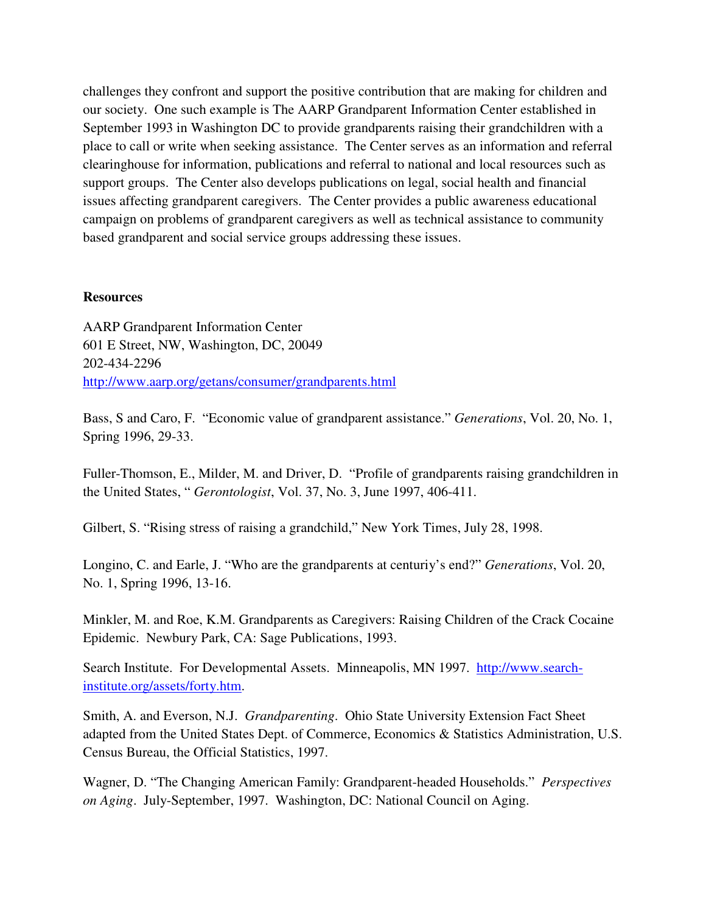challenges they confront and support the positive contribution that are making for children and our society. One such example is The AARP Grandparent Information Center established in September 1993 in Washington DC to provide grandparents raising their grandchildren with a place to call or write when seeking assistance. The Center serves as an information and referral clearinghouse for information, publications and referral to national and local resources such as support groups. The Center also develops publications on legal, social health and financial issues affecting grandparent caregivers. The Center provides a public awareness educational campaign on problems of grandparent caregivers as well as technical assistance to community based grandparent and social service groups addressing these issues.

**Resources**

AARP Grandparent Information Center
601 E Street, NW, Washington, DC, 20049
202-434-2296
http://www.aarp.org/getans/consumer/grandparents.html

Bass, S and Caro, F. "Economic value of grandparent assistance." *Generations*, Vol. 20, No. 1, Spring 1996, 29-33.

Fuller-Thomson, E., Milder, M. and Driver, D. "Profile of grandparents raising grandchildren in the United States, " *Gerontologist*, Vol. 37, No. 3, June 1997, 406-411.

Gilbert, S. "Rising stress of raising a grandchild," New York Times, July 28, 1998.

Longino, C. and Earle, J. "Who are the grandparents at centuriy's end?" *Generations*, Vol. 20, No. 1, Spring 1996, 13-16.

Minkler, M. and Roe, K.M. Grandparents as Caregivers: Raising Children of the Crack Cocaine Epidemic. Newbury Park, CA: Sage Publications, 1993.

Search Institute. For Developmental Assets. Minneapolis, MN 1997. http://www.search-institute.org/assets/forty.htm.

Smith, A. and Everson, N.J. *Grandparenting*. Ohio State University Extension Fact Sheet adapted from the United States Dept. of Commerce, Economics & Statistics Administration, U.S. Census Bureau, the Official Statistics, 1997.

Wagner, D. "The Changing American Family: Grandparent-headed Households." *Perspectives on Aging*. July-September, 1997. Washington, DC: National Council on Aging.